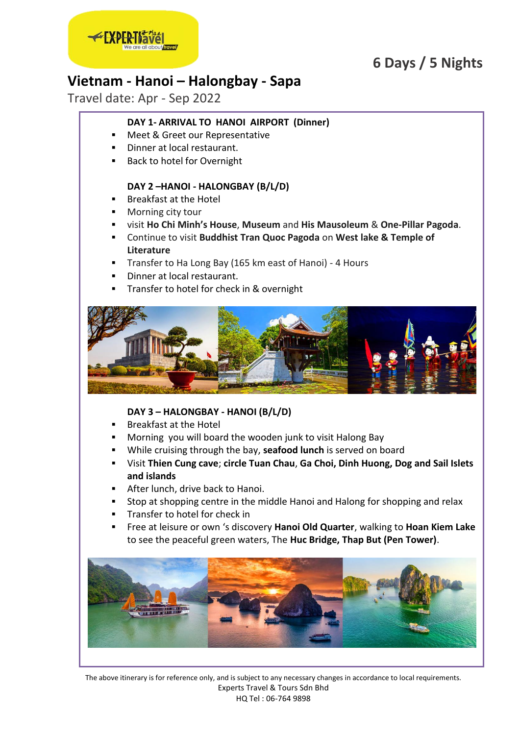6 Days / 5 Nights

# Vietnam - Hanoi – Halongbay - Sapa

Travel date: Apr - Sep 2022

**DAY 1- ARRIVAL TO HANOI AIRPORT (Dinner)**

- Meet & Greet our Representative
- Dinner at local restaurant.
- Back to hotel for Overnight

**DAY 2 –HANOI - HALONGBAY (B/L/D)**

- Breakfast at the Hotel
- Morning city tour
- visit **Ho Chi Minh's House**, **Museum** and **His Mausoleum** & **One-Pillar Pagoda**.
- Continue to visit **Buddhist Tran Quoc Pagoda** on **West lake & Temple of Literature**
- Transfer to Ha Long Bay (165 km east of Hanoi) - 4 Hours
- Dinner at local restaurant.
- Transfer to hotel for check in & overnight

**DAY 3 – HALONGBAY - HANOI (B/L/D)**

- Breakfast at the Hotel
- Morning you will board the wooden junk to visit Halong Bay
- While cruising through the bay, **seafood lunch** is served on board
- Visit **Thien Cung cave**; **circle Tuan Chau**, **Ga Choi, Dinh Huong, Dog and Sail Islets and islands**
- After lunch, drive back to Hanoi.
- Stop at shopping centre in the middle Hanoi and Halong for shopping and relax
- Transfer to hotel for check in
- Free at leisure or own 's discovery **Hanoi Old Quarter**, walking to **Hoan Kiem Lake** to see the peaceful green waters, The **Huc Bridge, Thap But (Pen Tower)**.

The above itinerary is for reference only, and is subject to any necessary changes in accordance to local requirements.
Experts Travel & Tours Sdn Bhd
HQ Tel : 06-764 9898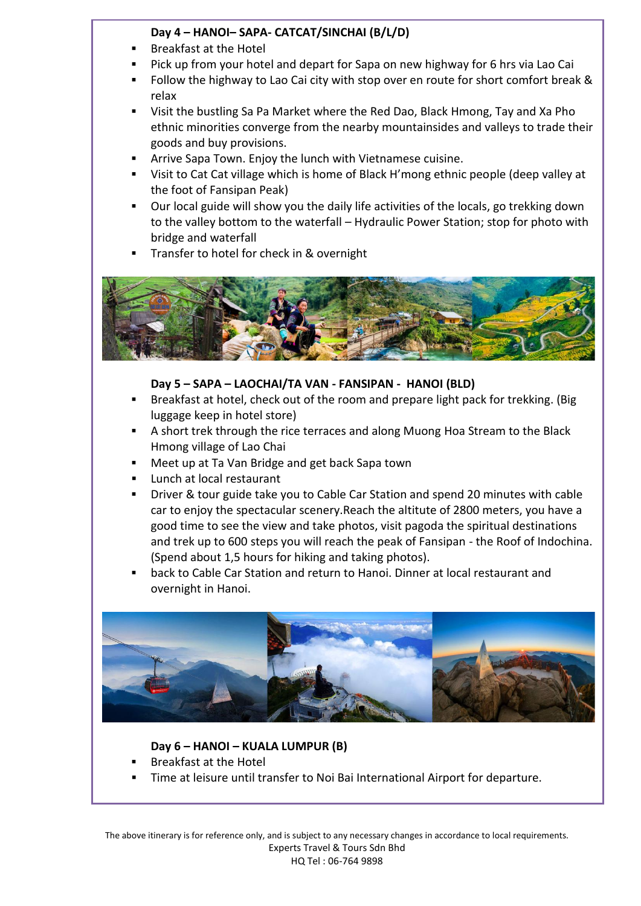**Day 4 – HANOI– SAPA- CATCAT/SINCHAI (B/L/D)**

- Breakfast at the Hotel
- Pick up from your hotel and depart for Sapa on new highway for 6 hrs via Lao Cai
- Follow the highway to Lao Cai city with stop over en route for short comfort break & relax
- Visit the bustling Sa Pa Market where the Red Dao, Black Hmong, Tay and Xa Pho ethnic minorities converge from the nearby mountainsides and valleys to trade their goods and buy provisions.
- Arrive Sapa Town. Enjoy the lunch with Vietnamese cuisine.
- Visit to Cat Cat village which is home of Black H'mong ethnic people (deep valley at the foot of Fansipan Peak)
- Our local guide will show you the daily life activities of the locals, go trekking down to the valley bottom to the waterfall – Hydraulic Power Station; stop for photo with bridge and waterfall
- Transfer to hotel for check in & overnight

**Day 5 – SAPA – LAOCHAI/TA VAN - FANSIPAN - HANOI (BLD)**

- Breakfast at hotel, check out of the room and prepare light pack for trekking. (Big luggage keep in hotel store)
- A short trek through the rice terraces and along Muong Hoa Stream to the Black Hmong village of Lao Chai
- Meet up at Ta Van Bridge and get back Sapa town
- Lunch at local restaurant
- Driver & tour guide take you to Cable Car Station and spend 20 minutes with cable car to enjoy the spectacular scenery.Reach the altitute of 2800 meters, you have a good time to see the view and take photos, visit pagoda the spiritual destinations and trek up to 600 steps you will reach the peak of Fansipan - the Roof of Indochina. (Spend about 1,5 hours for hiking and taking photos).
- back to Cable Car Station and return to Hanoi. Dinner at local restaurant and overnight in Hanoi.

**Day 6 – HANOI – KUALA LUMPUR (B)**

- Breakfast at the Hotel
- Time at leisure until transfer to Noi Bai International Airport for departure.

The above itinerary is for reference only, and is subject to any necessary changes in accordance to local requirements.
Experts Travel & Tours Sdn Bhd
HQ Tel : 06-764 9898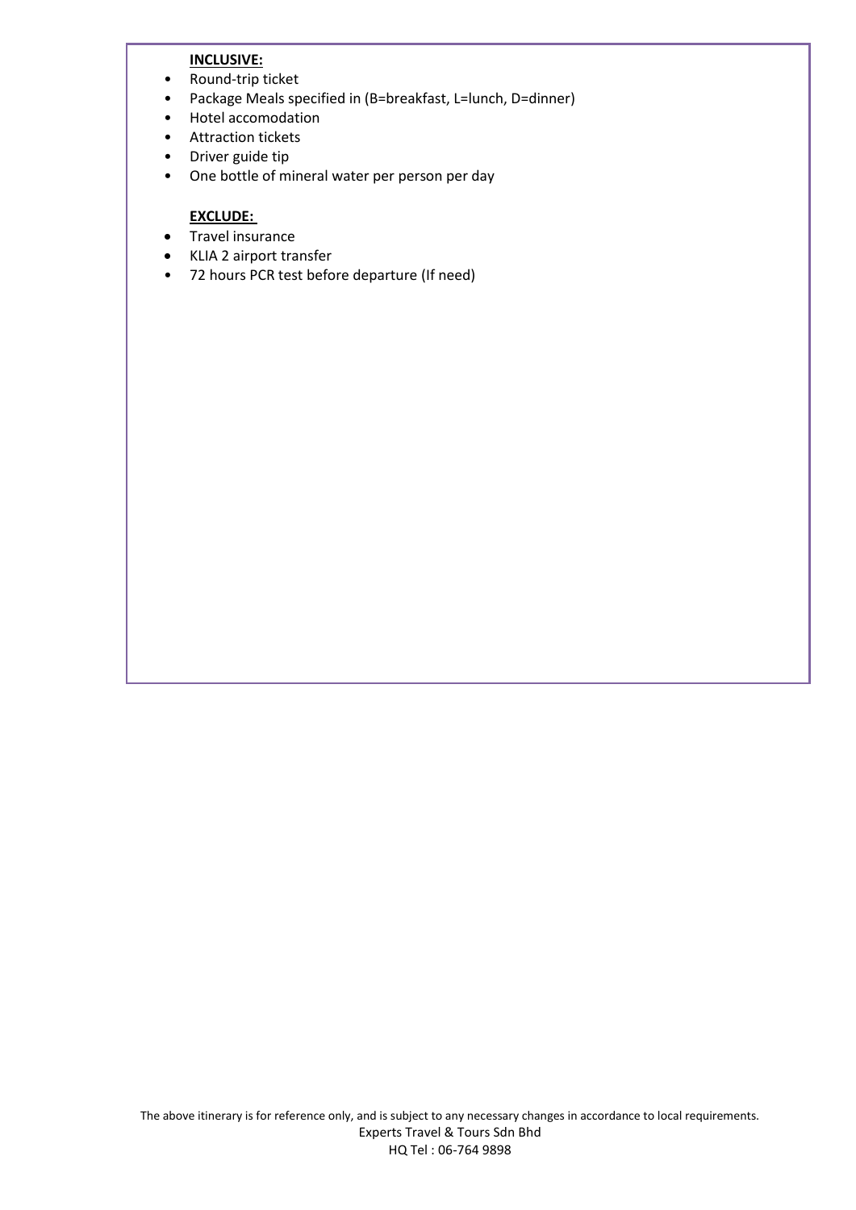**INCLUSIVE:**

- Round-trip ticket
- Package Meals specified in (B=breakfast, L=lunch, D=dinner)
- Hotel accomodation
- Attraction tickets
- Driver guide tip
- One bottle of mineral water per person per day

**EXCLUDE:**

- Travel insurance
- KLIA 2 airport transfer
- 72 hours PCR test before departure (If need)

The above itinerary is for reference only, and is subject to any necessary changes in accordance to local requirements.
Experts Travel & Tours Sdn Bhd
HQ Tel : 06-764 9898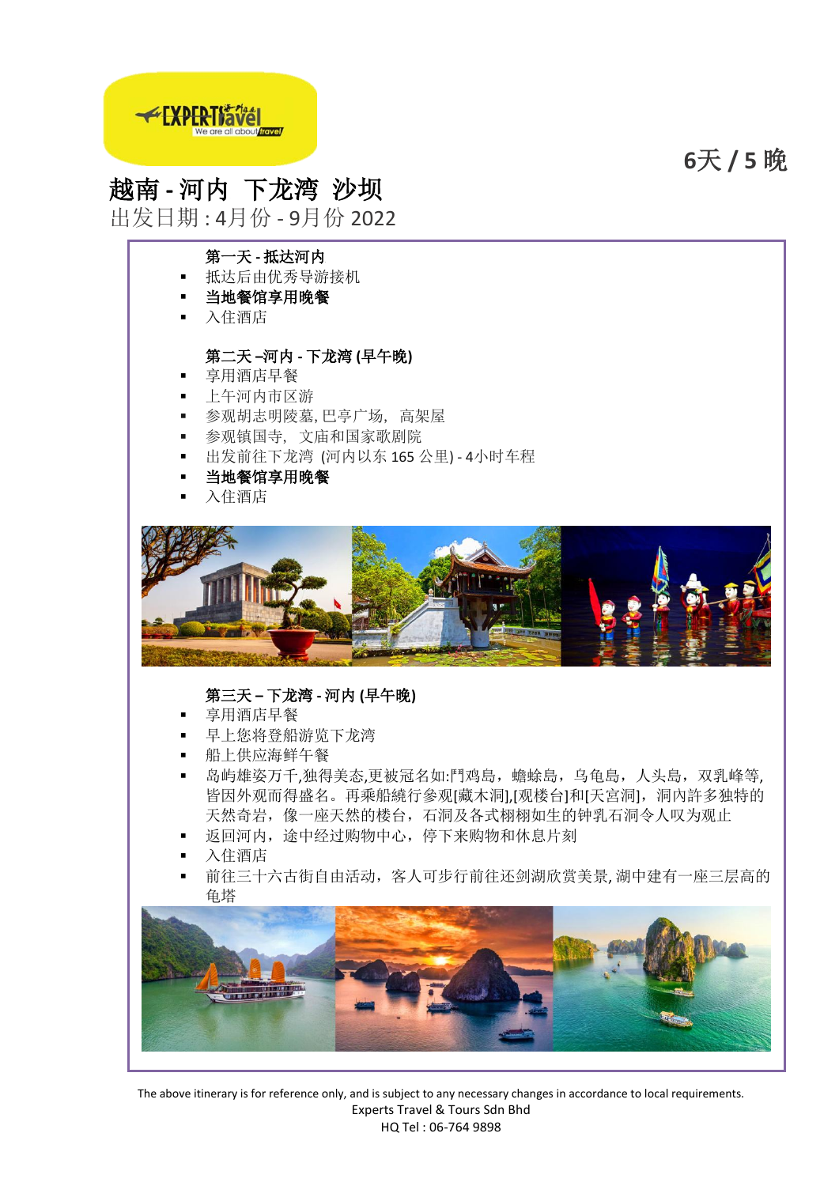# 越南 - 河内 下龙湾 沙坝

6天 / 5 晚

出发日期 : 4月份 - 9月份 2022

### 第一天 - 抵达河内

- 抵达后由优秀导游接机
- **当地餐馆享用晚餐**
- 入住酒店

### 第二天 –河内 - 下龙湾 (早午晚)

- 享用酒店早餐
- 上午河内市区游
- 参观胡志明陵墓, 巴亭广场， 高架屋
- 参观镇国寺， 文庙和国家歌剧院
- 出发前往下龙湾 (河内以东 165 公里) - 4小时车程
- **当地餐馆享用晚餐**
- 入住酒店

### 第三天 – 下龙湾 - 河内 (早午晚)

- 享用酒店早餐
- 早上您将登船游览下龙湾
- 船上供应海鲜午餐
- 岛屿雄姿万千,独得美态,更被冠名如:鬥鸡島，蟾蜍島，乌龟島，人头島，双乳峰等,皆因外观而得盛名。再乘船繞行参观[藏木洞],[观楼台]和[天宫洞]，洞内許多独特的天然奇岩，像一座天然的楼台，石洞及各式栩栩如生的钟乳石洞令人叹为观止
- 返回河内，途中经过购物中心，停下来购物和休息片刻
- 入住酒店
- 前往三十六古街自由活动，客人可步行前往还剑湖欣赏美景, 湖中建有一座三层高的龟塔

The above itinerary is for reference only, and is subject to any necessary changes in accordance to local requirements.
Experts Travel & Tours Sdn Bhd
HQ Tel : 06-764 9898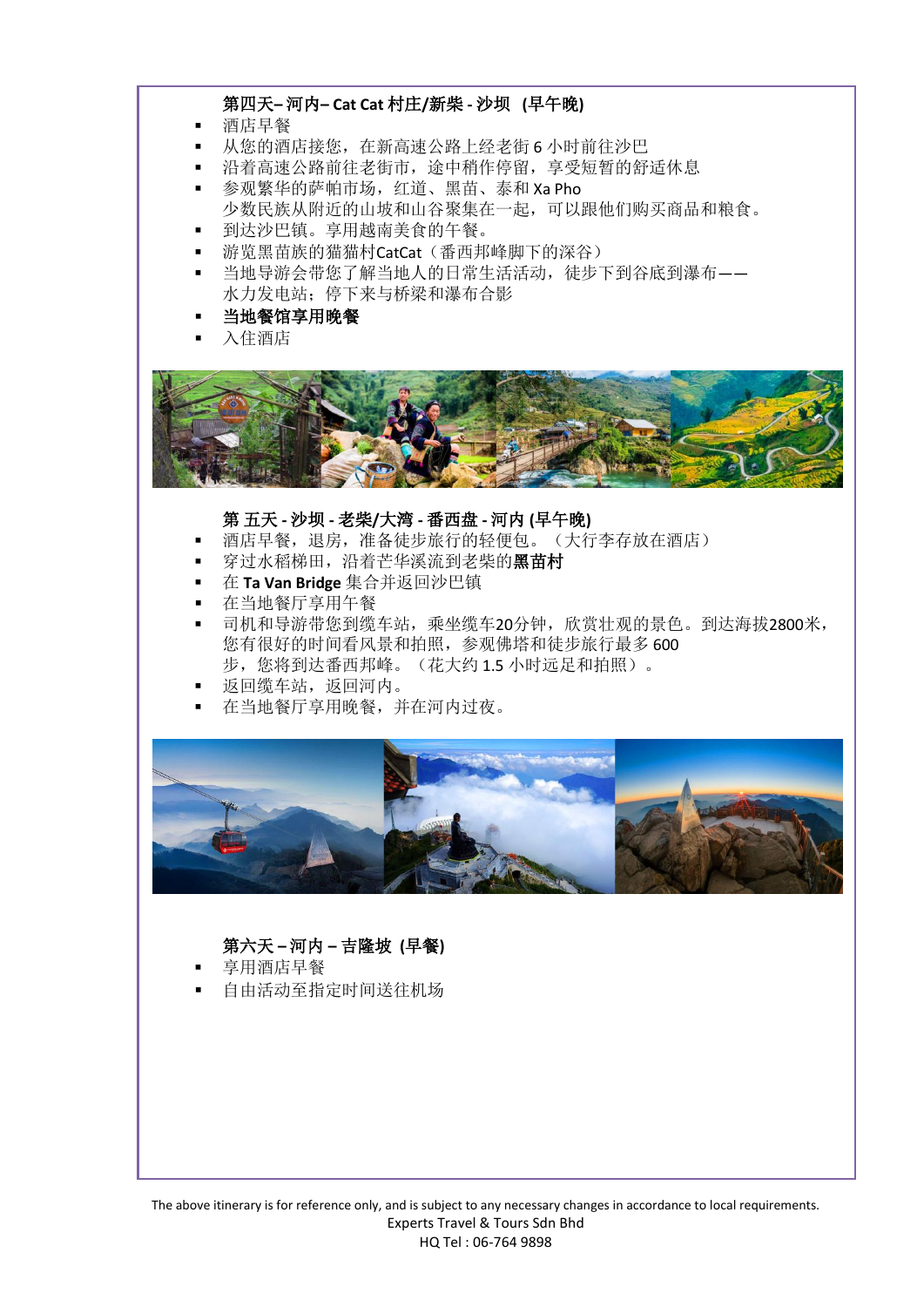### 第四天– 河内– Cat Cat 村庄/新柴 - 沙坝 (早午晚)

- 酒店早餐
- 从您的酒店接您，在新高速公路上经老街 6 小时前往沙巴
- 沿着高速公路前往老街市，途中稍作停留，享受短暂的舒适休息
- 参观繁华的萨帕市场，红道、黑苗、泰和 Xa Pho
  少数民族从附近的山坡和山谷聚集在一起，可以跟他们购买商品和粮食。
- 到达沙巴镇。享用越南美食的午餐。
- 游览黑苗族的猫猫村CatCat（番西邦峰脚下的深谷）
- 当地导游会带您了解当地人的日常生活活动，徒步下到谷底到瀑布——
  水力发电站；停下来与桥梁和瀑布合影
- **当地餐馆享用晚餐**
- 入住酒店

### 第 五天 - 沙坝 - 老柴/大湾 - 番西盘 - 河内 (早午晚)

- 酒店早餐，退房，准备徒步旅行的轻便包。（大行李存放在酒店）
- 穿过水稻梯田，沿着芒华溪流到老柴的**黑苗村**
- 在 **Ta Van Bridge** 集合并返回沙巴镇
- 在当地餐厅享用午餐
- 司机和导游带您到缆车站，乘坐缆车20分钟，欣赏壮观的景色。到达海拔2800米，您有很好的时间看风景和拍照，参观佛塔和徒步旅行最多 600
  步，您将到达番西邦峰。（花大约 1.5 小时远足和拍照）。
- 返回缆车站，返回河内。
- 在当地餐厅享用晚餐，并在河内过夜。

### 第六天 – 河内 – 吉隆坡 (早餐)

- 享用酒店早餐
- 自由活动至指定时间送往机场

The above itinerary is for reference only, and is subject to any necessary changes in accordance to local requirements.
Experts Travel & Tours Sdn Bhd
HQ Tel : 06-764 9898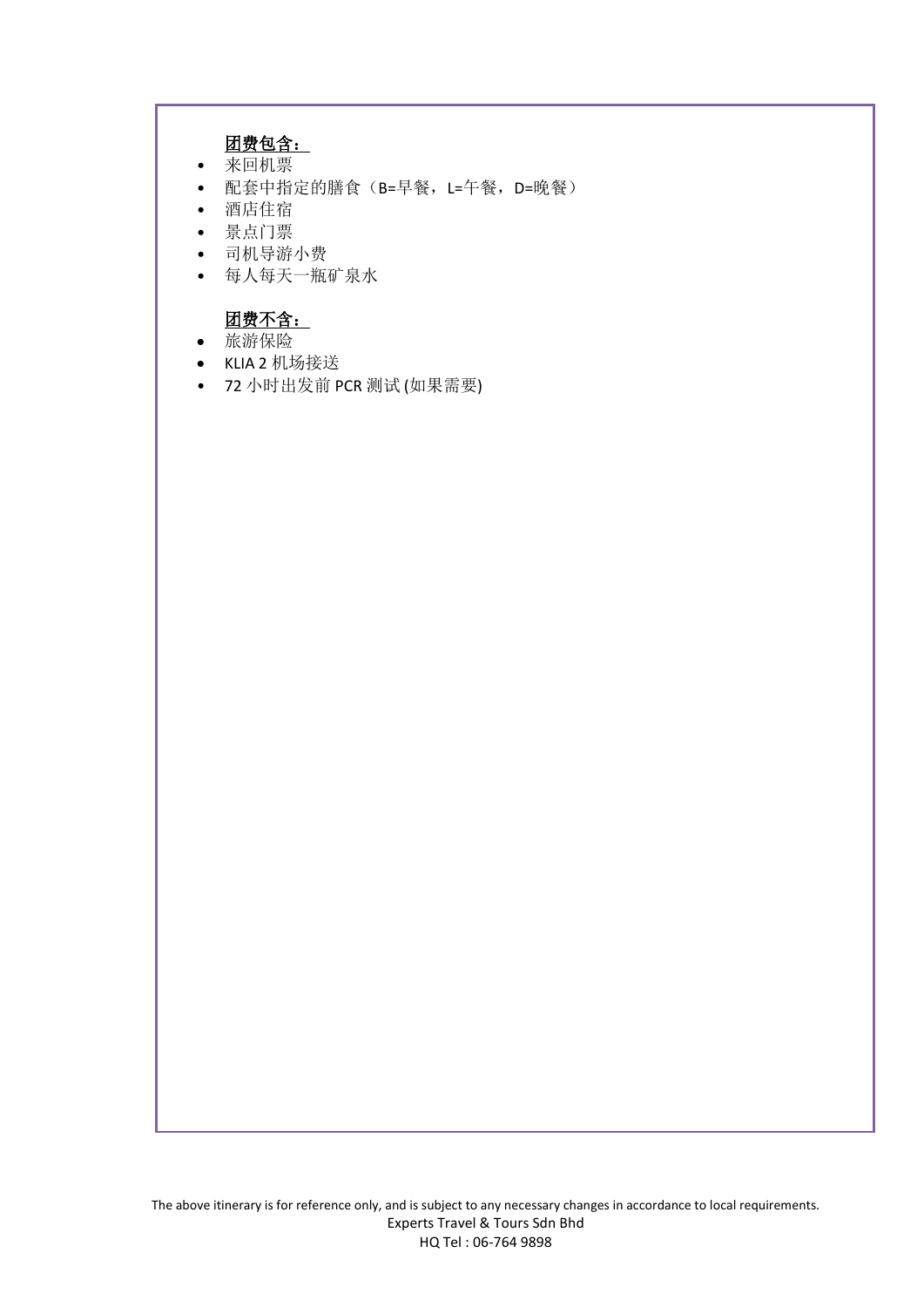<u>团费包含：</u>

- 来回机票
- 配套中指定的膳食（B=早餐，L=午餐，D=晚餐）
- 酒店住宿
- 景点门票
- 司机导游小费
- 每人每天一瓶矿泉水

<u>团费不含：</u>

- 旅游保险
- KLIA 2 机场接送
- 72 小时出发前 PCR 测试 (如果需要)

The above itinerary is for reference only, and is subject to any necessary changes in accordance to local requirements.
Experts Travel & Tours Sdn Bhd
HQ Tel : 06-764 9898